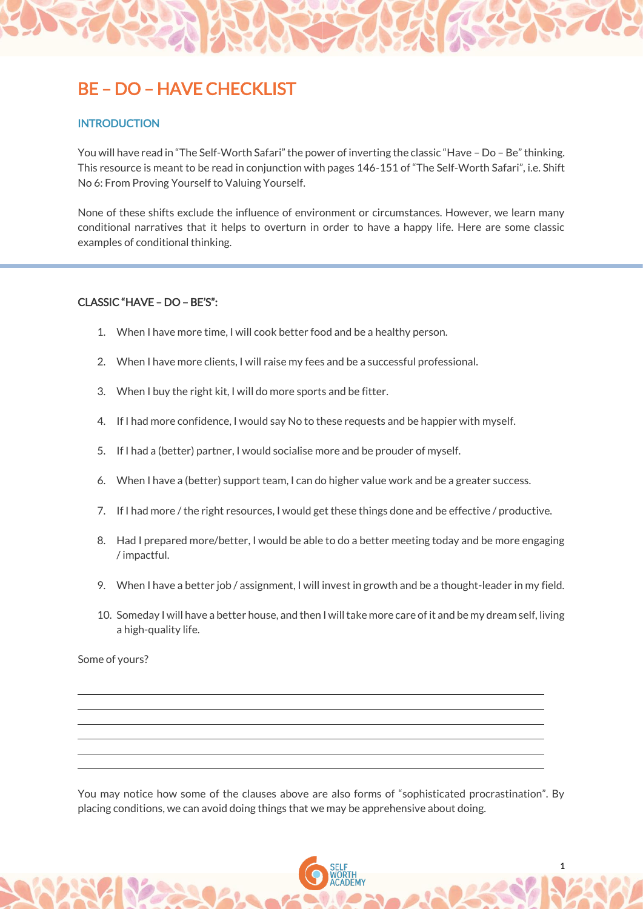# BE – DO – HAVE CHECKLIST

## INTRODUCTION

You will have read in "The Self-Worth Safari" the power of inverting the classic "Have – Do – Be" thinking. This resource is meant to be read in conjunction with pages 146-151 of "The Self-Worth Safari", i.e. Shift No 6: From Proving Yourself to Valuing Yourself.

None of these shifts exclude the influence of environment or circumstances. However, we learn many conditional narratives that it helps to overturn in order to have a happy life. Here are some classic examples of conditional thinking.

---

### CLASSIC "HAVE – DO – BE'S":

1. When I have more time, I will cook better food and be a healthy person.
2. When I have more clients, I will raise my fees and be a successful professional.
3. When I buy the right kit, I will do more sports and be fitter.
4. If I had more confidence, I would say No to these requests and be happier with myself.
5. If I had a (better) partner, I would socialise more and be prouder of myself.
6. When I have a (better) support team, I can do higher value work and be a greater success.
7. If I had more / the right resources, I would get these things done and be effective / productive.
8. Had I prepared more/better, I would be able to do a better meeting today and be more engaging / impactful.
9. When I have a better job / assignment, I will invest in growth and be a thought-leader in my field.
10. Someday I will have a better house, and then I will take more care of it and be my dream self, living a high-quality life.

Some of yours?

______________________________________________

______________________________________________

______________________________________________

______________________________________________

______________________________________________

______________________________________________

You may notice how some of the clauses above are also forms of "sophisticated procrastination". By placing conditions, we can avoid doing things that we may be apprehensive about doing.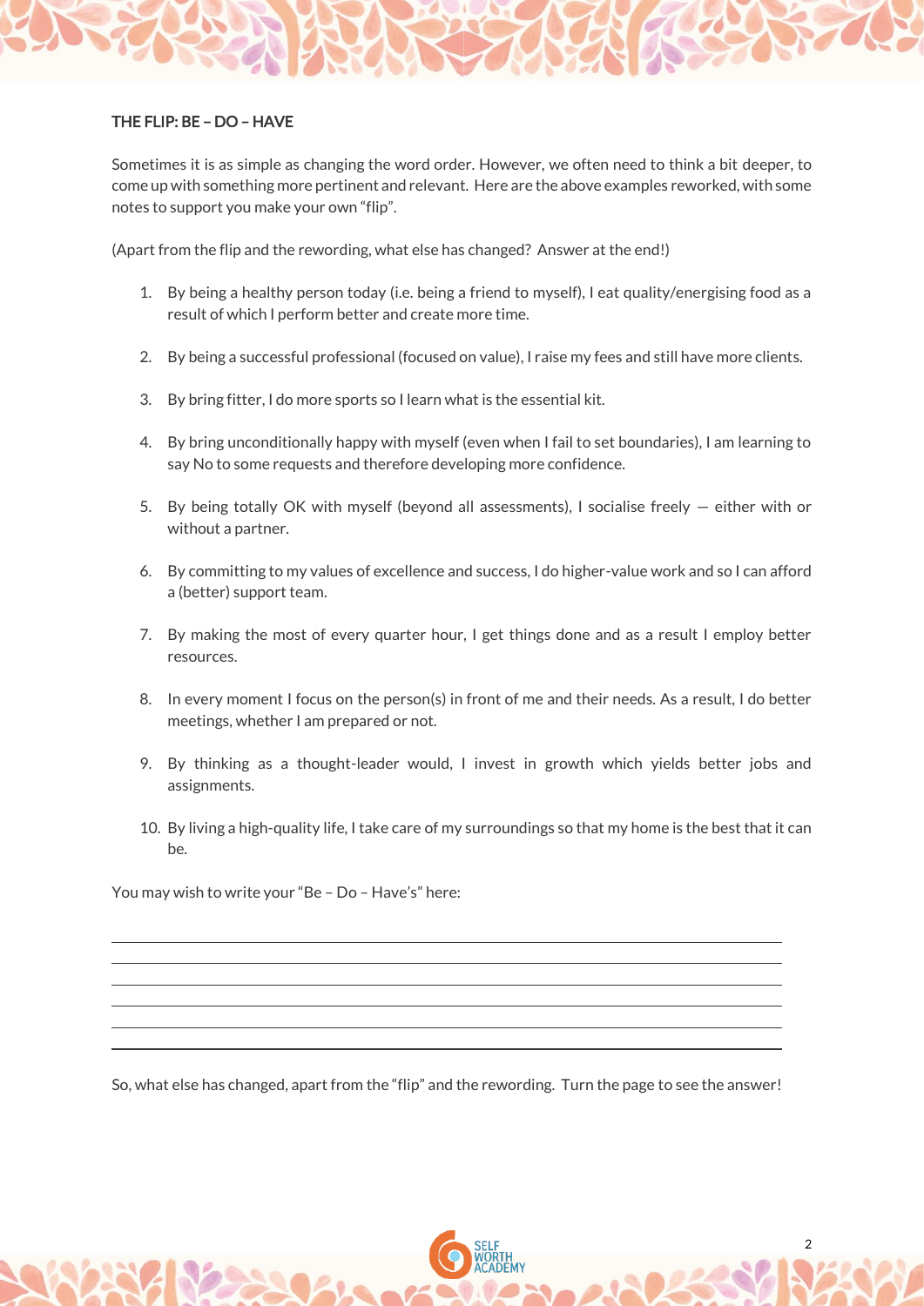## THE FLIP: BE – DO – HAVE

Sometimes it is as simple as changing the word order. However, we often need to think a bit deeper, to come up with something more pertinent and relevant. Here are the above examples reworked, with some notes to support you make your own "flip".

(Apart from the flip and the rewording, what else has changed? Answer at the end!)

1. By being a healthy person today (i.e. being a friend to myself), I eat quality/energising food as a result of which I perform better and create more time.

2. By being a successful professional (focused on value), I raise my fees and still have more clients.

3. By bring fitter, I do more sports so I learn what is the essential kit.

4. By bring unconditionally happy with myself (even when I fail to set boundaries), I am learning to say No to some requests and therefore developing more confidence.

5. By being totally OK with myself (beyond all assessments), I socialise freely — either with or without a partner.

6. By committing to my values of excellence and success, I do higher-value work and so I can afford a (better) support team.

7. By making the most of every quarter hour, I get things done and as a result I employ better resources.

8. In every moment I focus on the person(s) in front of me and their needs. As a result, I do better meetings, whether I am prepared or not.

9. By thinking as a thought-leader would, I invest in growth which yields better jobs and assignments.

10. By living a high-quality life, I take care of my surroundings so that my home is the best that it can be.

You may wish to write your "Be – Do – Have's" here:

______________________________________________

______________________________________________

______________________________________________

______________________________________________

______________________________________________

So, what else has changed, apart from the "flip" and the rewording. Turn the page to see the answer!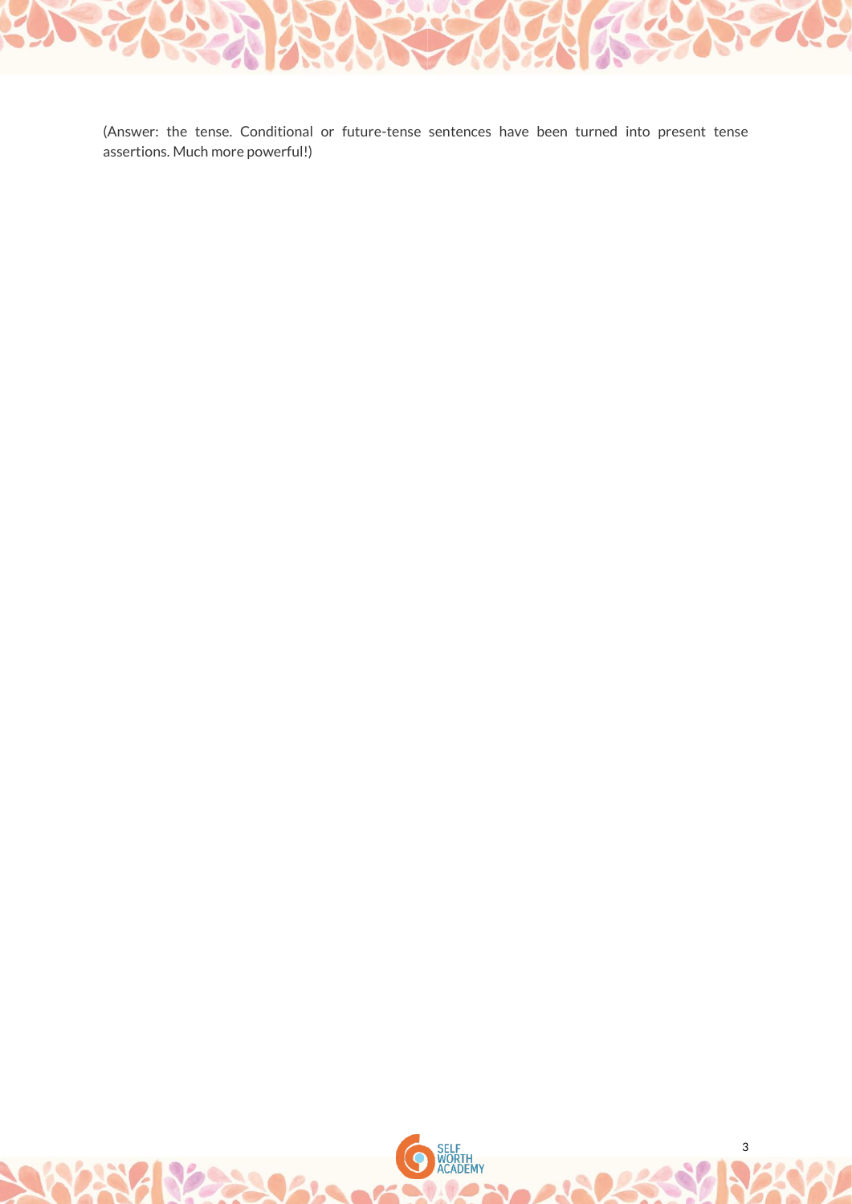(Answer: the tense. Conditional or future-tense sentences have been turned into present tense assertions. Much more powerful!)